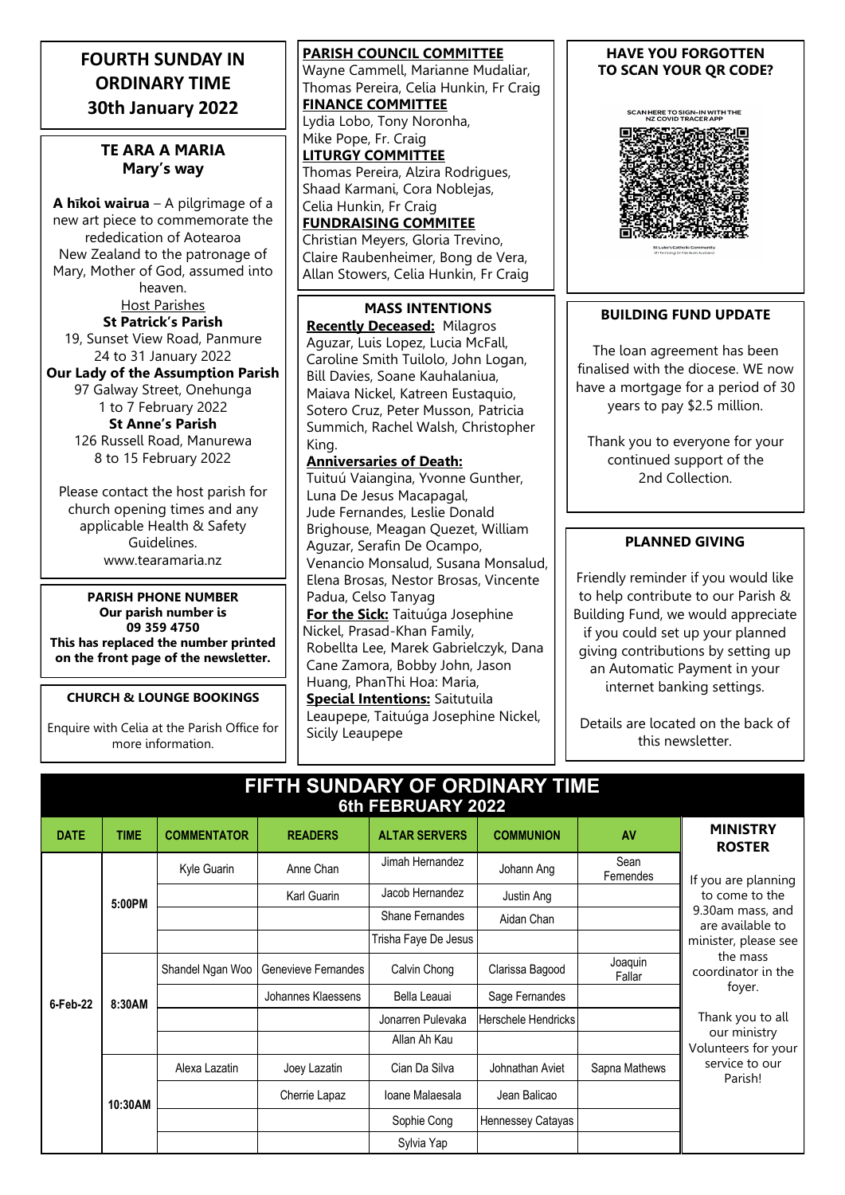# FOURTH SUNDAY IN ORDINARY TIME
# 30th January 2022

## TE ARA A MARIA
## Mary's way

**A hīkoi wairua** – A pilgrimage of a new art piece to commemorate the rededication of Aotearoa New Zealand to the patronage of Mary, Mother of God, assumed into heaven.

Host Parishes

**St Patrick's Parish**
19, Sunset View Road, Panmure
24 to 31 January 2022

**Our Lady of the Assumption Parish**
97 Galway Street, Onehunga
1 to 7 February 2022

**St Anne's Parish**
126 Russell Road, Manurewa
8 to 15 February 2022

Please contact the host parish for church opening times and any applicable Health & Safety Guidelines.
www.tearamaria.nz

### PARISH PHONE NUMBER

**Our parish number is 09 359 4750**
**This has replaced the number printed on the front page of the newsletter.**

### CHURCH & LOUNGE BOOKINGS

Enquire with Celia at the Parish Office for more information.

### PARISH COUNCIL COMMITTEE
Wayne Cammell, Marianne Mudaliar, Thomas Pereira, Celia Hunkin, Fr Craig

### FINANCE COMMITTEE
Lydia Lobo, Tony Noronha, Mike Pope, Fr. Craig

### LITURGY COMMITTEE
Thomas Pereira, Alzira Rodrigues, Shaad Karmani, Cora Noblejas, Celia Hunkin, Fr Craig

### FUNDRAISING COMMITEE
Christian Meyers, Gloria Trevino, Claire Raubenheimer, Bong de Vera, Allan Stowers, Celia Hunkin, Fr Craig

### MASS INTENTIONS

**Recently Deceased:** Milagros Aguzar, Luis Lopez, Lucia McFall, Caroline Smith Tuilolo, John Logan, Bill Davies, Soane Kauhalaniua, Maiava Nickel, Katreen Eustaquio, Sotero Cruz, Peter Musson, Patricia Summich, Rachel Walsh, Christopher King.

**Anniversaries of Death:** Tuituú Vaiangina, Yvonne Gunther, Luna De Jesus Macapagal, Jude Fernandes, Leslie Donald Brighouse, Meagan Quezet, William Aguzar, Serafin De Ocampo, Venancio Monsalud, Susana Monsalud, Elena Brosas, Nestor Brosas, Vincente Padua, Celso Tanyag

**For the Sick:** Taituúga Josephine Nickel, Prasad-Khan Family, Robellta Lee, Marek Gabrielczyk, Dana Cane Zamora, Bobby John, Jason Huang, PhanThi Hoa: Maria,

**Special Intentions:** Saitutuila Leaupepe, Taituúga Josephine Nickel, Sicily Leaupepe

### HAVE YOU FORGOTTEN TO SCAN YOUR QR CODE?

SCAN HERE TO SIGN-IN WITH THE NZ COVID TRACER APP

### BUILDING FUND UPDATE

The loan agreement has been finalised with the diocese. WE now have a mortgage for a period of 30 years to pay $2.5 million.

Thank you to everyone for your continued support of the 2nd Collection.

### PLANNED GIVING

Friendly reminder if you would like to help contribute to our Parish & Building Fund, we would appreciate if you could set up your planned giving contributions by setting up an Automatic Payment in your internet banking settings.

Details are located on the back of this newsletter.

## FIFTH SUNDARY OF ORDINARY TIME
## 6th FEBRUARY 2022

| DATE | TIME | COMMENTATOR | READERS | ALTAR SERVERS | COMMUNION | AV |
|---|---|---|---|---|---|---|
| 6-Feb-22 | 5:00PM | Kyle Guarin | Anne Chan | Jimah Hernandez | Johann Ang | Sean Fernendes |
| | | | Karl Guarin | Jacob Hernandez | Justin Ang | |
| | | | | Shane Fernandes | Aidan Chan | |
| | | | | Trisha Faye De Jesus | | |
| | 8:30AM | Shandel Ngan Woo | Genevieve Fernandes | Calvin Chong | Clarissa Bagood | Joaquin Fallar |
| | | | Johannes Klaessens | Bella Leauai | Sage Fernandes | |
| | | | | Jonarren Pulevaka | Herschele Hendricks | |
| | | | | Allan Ah Kau | | |
| | 10:30AM | Alexa Lazatin | Joey Lazatin | Cian Da Silva | Johnathan Aviet | Sapna Mathews |
| | | | Cherrie Lapaz | Ioane Malaesala | Jean Balicao | |
| | | | | Sophie Cong | Hennessey Catayas | |
| | | | | Sylvia Yap | | |

### MINISTRY ROSTER

If you are planning to come to the 9.30am mass, and are available to minister, please see the mass coordinator in the foyer.

Thank you to all our ministry Volunteers for your service to our Parish!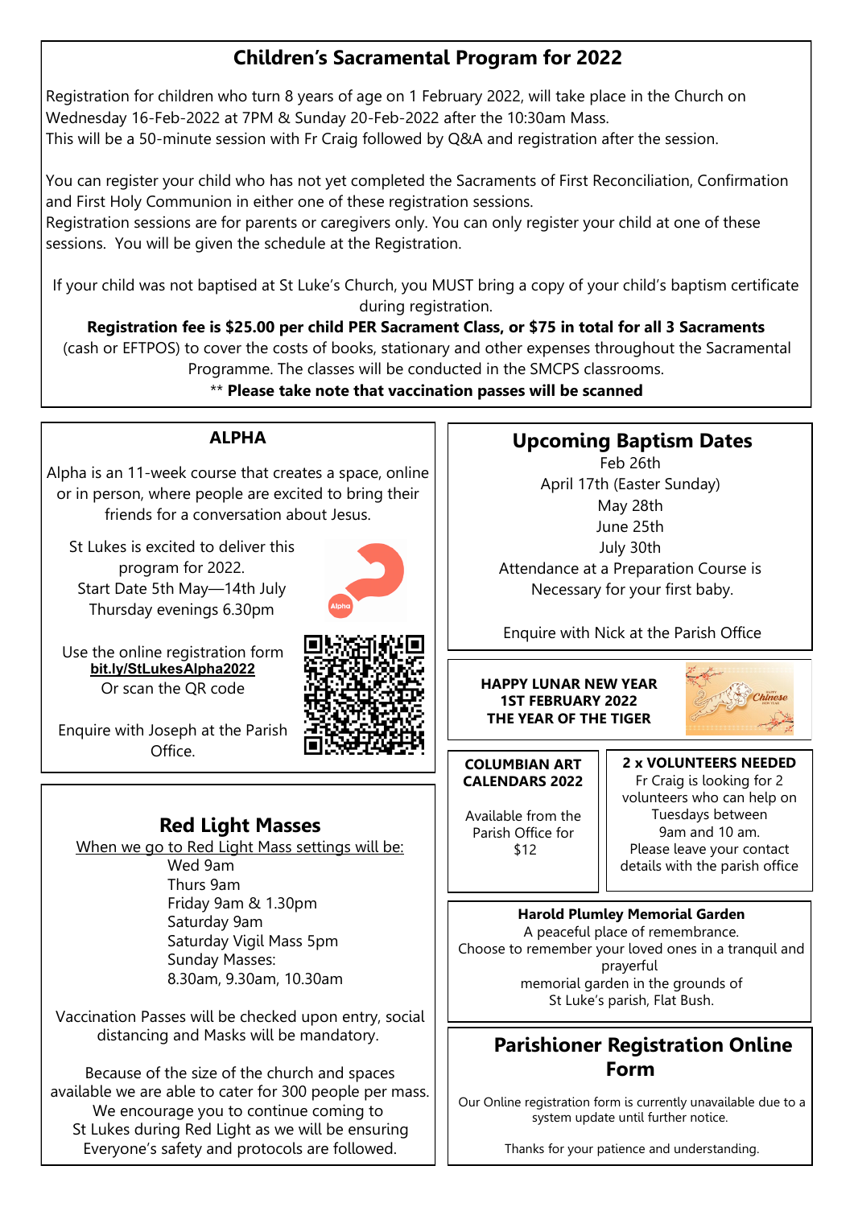## Children's Sacramental Program for 2022

Registration for children who turn 8 years of age on 1 February 2022, will take place in the Church on Wednesday 16-Feb-2022 at 7PM & Sunday 20-Feb-2022 after the 10:30am Mass.
This will be a 50-minute session with Fr Craig followed by Q&A and registration after the session.

You can register your child who has not yet completed the Sacraments of First Reconciliation, Confirmation and First Holy Communion in either one of these registration sessions.
Registration sessions are for parents or caregivers only. You can only register your child at one of these sessions. You will be given the schedule at the Registration.

If your child was not baptised at St Luke's Church, you MUST bring a copy of your child's baptism certificate during registration.

**Registration fee is $25.00 per child PER Sacrament Class, or $75 in total for all 3 Sacraments** (cash or EFTPOS) to cover the costs of books, stationary and other expenses throughout the Sacramental Programme. The classes will be conducted in the SMCPS classrooms.

** **Please take note that vaccination passes will be scanned**

### ALPHA

Alpha is an 11-week course that creates a space, online or in person, where people are excited to bring their friends for a conversation about Jesus.

St Lukes is excited to deliver this program for 2022.
Start Date 5th May—14th July
Thursday evenings 6.30pm

Use the online registration form
**bit.ly/StLukesAlpha2022**
Or scan the QR code

Enquire with Joseph at the Parish Office.

## Red Light Masses

When we go to Red Light Mass settings will be:

Wed 9am
Thurs 9am
Friday 9am & 1.30pm
Saturday 9am
Saturday Vigil Mass 5pm
Sunday Masses:
8.30am, 9.30am, 10.30am

Vaccination Passes will be checked upon entry, social distancing and Masks will be mandatory.

Because of the size of the church and spaces available we are able to cater for 300 people per mass. We encourage you to continue coming to St Lukes during Red Light as we will be ensuring Everyone's safety and protocols are followed.

## Upcoming Baptism Dates

Feb 26th
April 17th (Easter Sunday)
May 28th
June 25th
July 30th

Attendance at a Preparation Course is Necessary for your first baby.

Enquire with Nick at the Parish Office

**HAPPY LUNAR NEW YEAR**
**1ST FEBRUARY 2022**
**THE YEAR OF THE TIGER**

**COLUMBIAN ART CALENDARS 2022**

Available from the Parish Office for $12

**2 x VOLUNTEERS NEEDED**

Fr Craig is looking for 2 volunteers who can help on Tuesdays between 9am and 10 am.
Please leave your contact details with the parish office

**Harold Plumley Memorial Garden**

A peaceful place of remembrance.
Choose to remember your loved ones in a tranquil and prayerful memorial garden in the grounds of St Luke's parish, Flat Bush.

## Parishioner Registration Online Form

Our Online registration form is currently unavailable due to a system update until further notice.

Thanks for your patience and understanding.